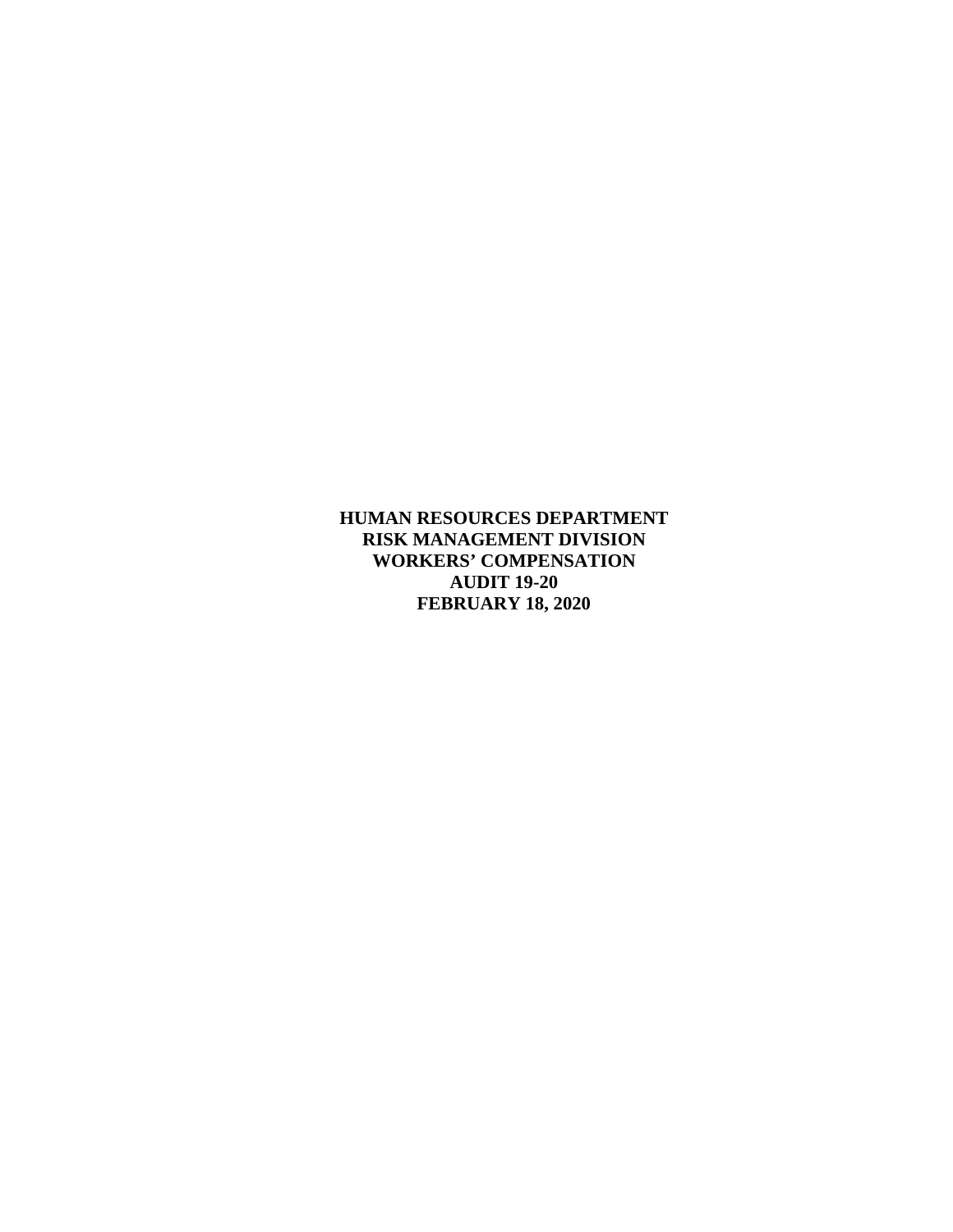**HUMAN RESOURCES DEPARTMENT**
**RISK MANAGEMENT DIVISION**
**WORKERS' COMPENSATION**
**AUDIT 19-20**
**FEBRUARY 18, 2020**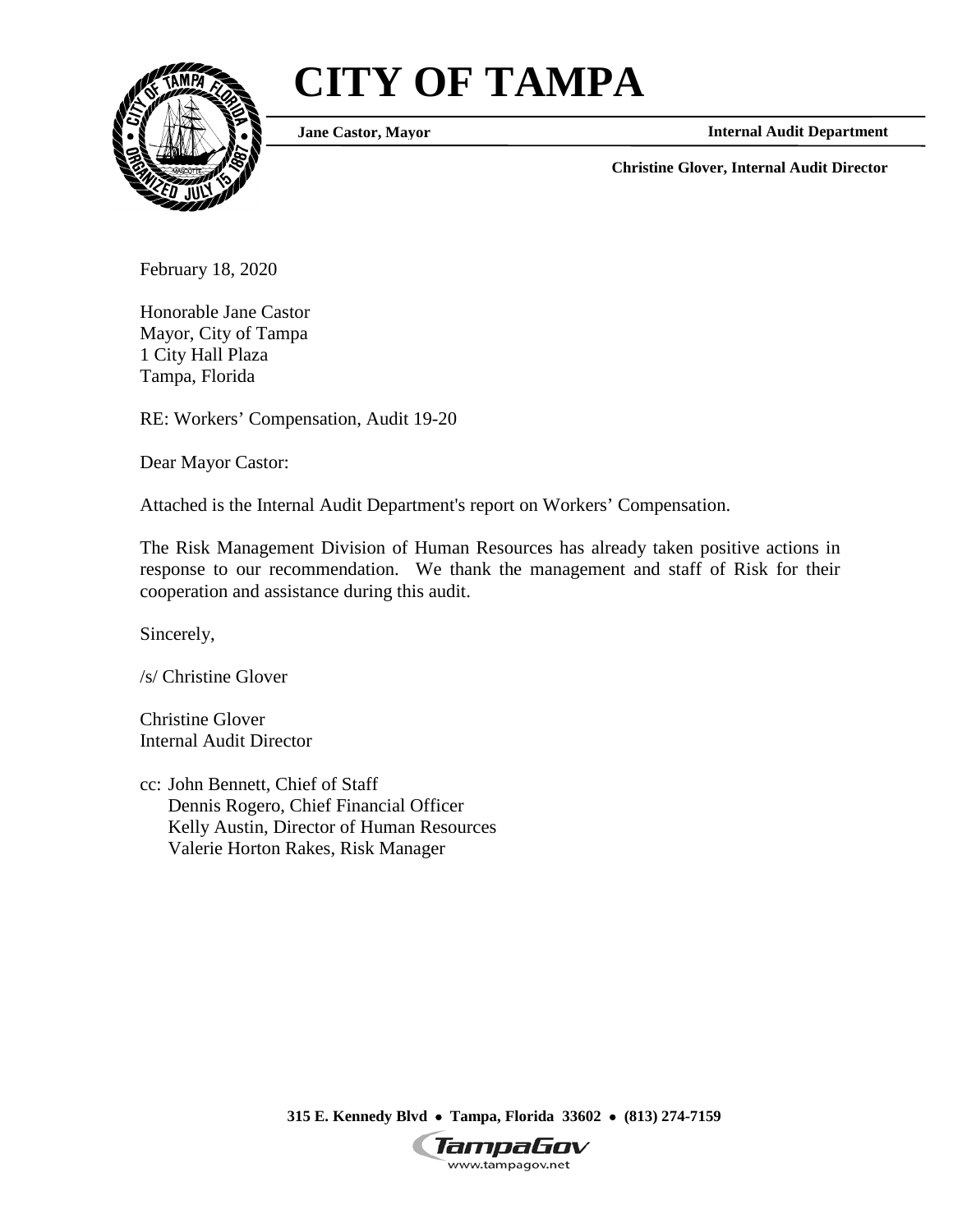# CITY OF TAMPA

**Jane Castor, Mayor** **Internal Audit Department**

**Christine Glover, Internal Audit Director**

February 18, 2020

Honorable Jane Castor
Mayor, City of Tampa
1 City Hall Plaza
Tampa, Florida

RE: Workers' Compensation, Audit 19-20

Dear Mayor Castor:

Attached is the Internal Audit Department's report on Workers' Compensation.

The Risk Management Division of Human Resources has already taken positive actions in response to our recommendation. We thank the management and staff of Risk for their cooperation and assistance during this audit.

Sincerely,

/s/ Christine Glover

Christine Glover
Internal Audit Director

cc: John Bennett, Chief of Staff
Dennis Rogero, Chief Financial Officer
Kelly Austin, Director of Human Resources
Valerie Horton Rakes, Risk Manager

**315 E. Kennedy Blvd • Tampa, Florida 33602 • (813) 274-7159**

www.tampagov.net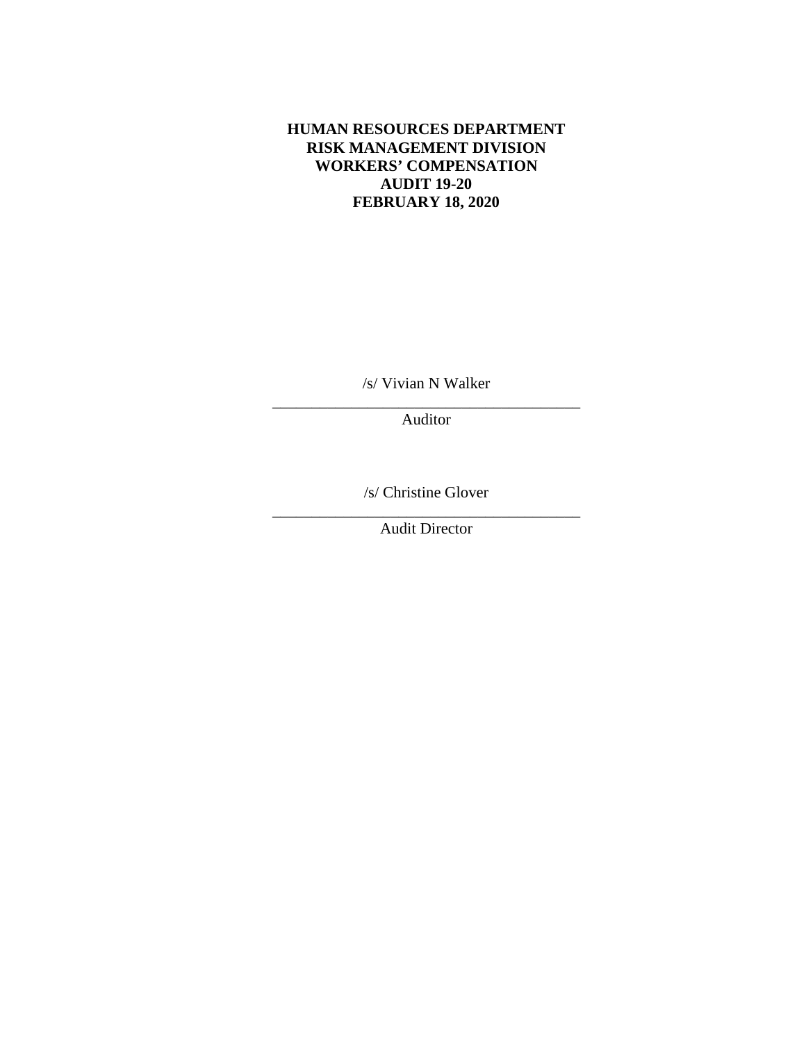**HUMAN RESOURCES DEPARTMENT**
**RISK MANAGEMENT DIVISION**
**WORKERS' COMPENSATION**
**AUDIT 19-20**
**FEBRUARY 18, 2020**

/s/ Vivian N Walker
\_\_\_\_\_\_\_\_\_\_\_\_\_\_\_\_\_\_\_\_\_\_\_\_\_\_\_\_\_\_\_\_\_\_\_\_\_\_\_\_
Auditor

/s/ Christine Glover
\_\_\_\_\_\_\_\_\_\_\_\_\_\_\_\_\_\_\_\_\_\_\_\_\_\_\_\_\_\_\_\_\_\_\_\_\_\_\_\_
Audit Director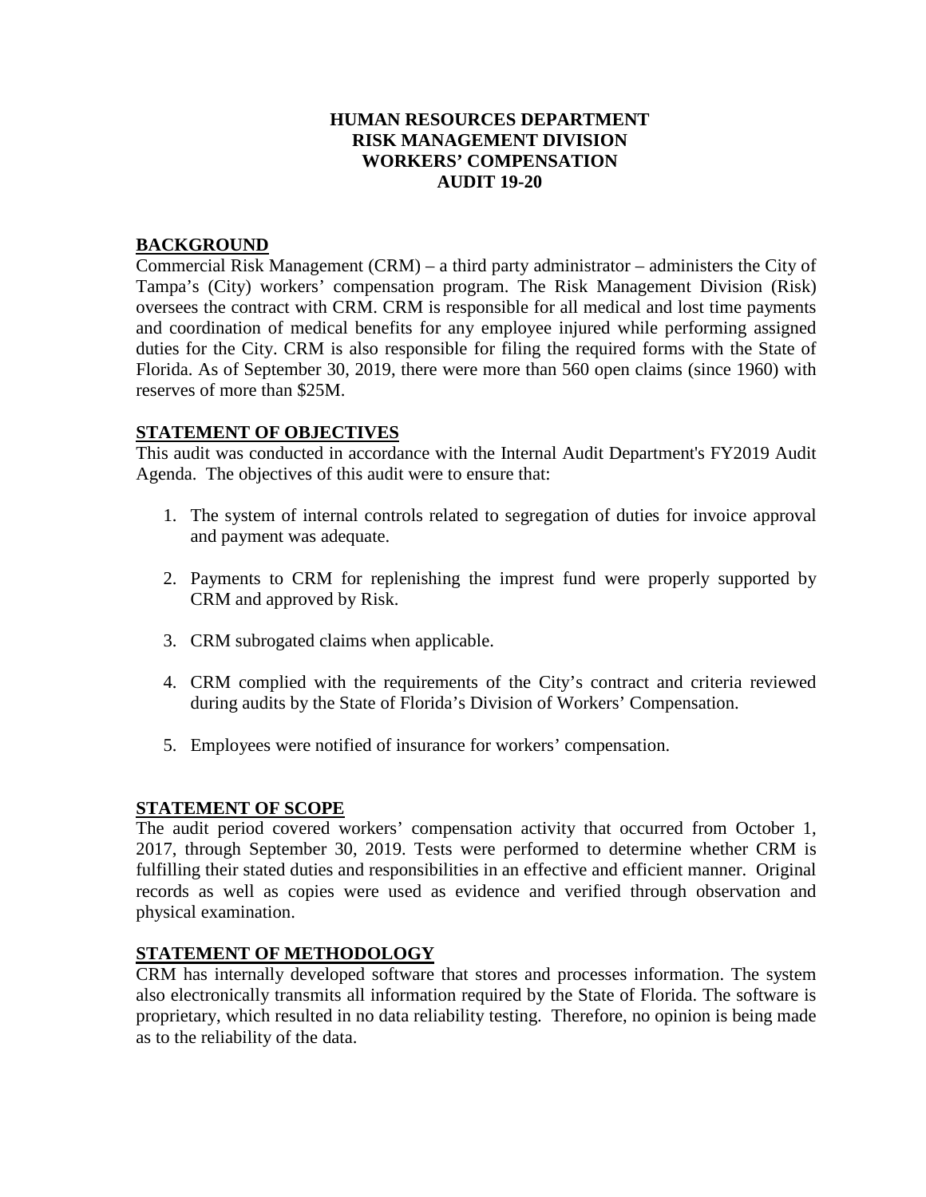**HUMAN RESOURCES DEPARTMENT**
**RISK MANAGEMENT DIVISION**
**WORKERS' COMPENSATION**
**AUDIT 19-20**

## BACKGROUND

Commercial Risk Management (CRM) – a third party administrator – administers the City of Tampa's (City) workers' compensation program. The Risk Management Division (Risk) oversees the contract with CRM. CRM is responsible for all medical and lost time payments and coordination of medical benefits for any employee injured while performing assigned duties for the City. CRM is also responsible for filing the required forms with the State of Florida. As of September 30, 2019, there were more than 560 open claims (since 1960) with reserves of more than $25M.

## STATEMENT OF OBJECTIVES

This audit was conducted in accordance with the Internal Audit Department's FY2019 Audit Agenda. The objectives of this audit were to ensure that:

1. The system of internal controls related to segregation of duties for invoice approval and payment was adequate.

2. Payments to CRM for replenishing the imprest fund were properly supported by CRM and approved by Risk.

3. CRM subrogated claims when applicable.

4. CRM complied with the requirements of the City's contract and criteria reviewed during audits by the State of Florida's Division of Workers' Compensation.

5. Employees were notified of insurance for workers' compensation.

## STATEMENT OF SCOPE

The audit period covered workers' compensation activity that occurred from October 1, 2017, through September 30, 2019. Tests were performed to determine whether CRM is fulfilling their stated duties and responsibilities in an effective and efficient manner. Original records as well as copies were used as evidence and verified through observation and physical examination.

## STATEMENT OF METHODOLOGY

CRM has internally developed software that stores and processes information. The system also electronically transmits all information required by the State of Florida. The software is proprietary, which resulted in no data reliability testing. Therefore, no opinion is being made as to the reliability of the data.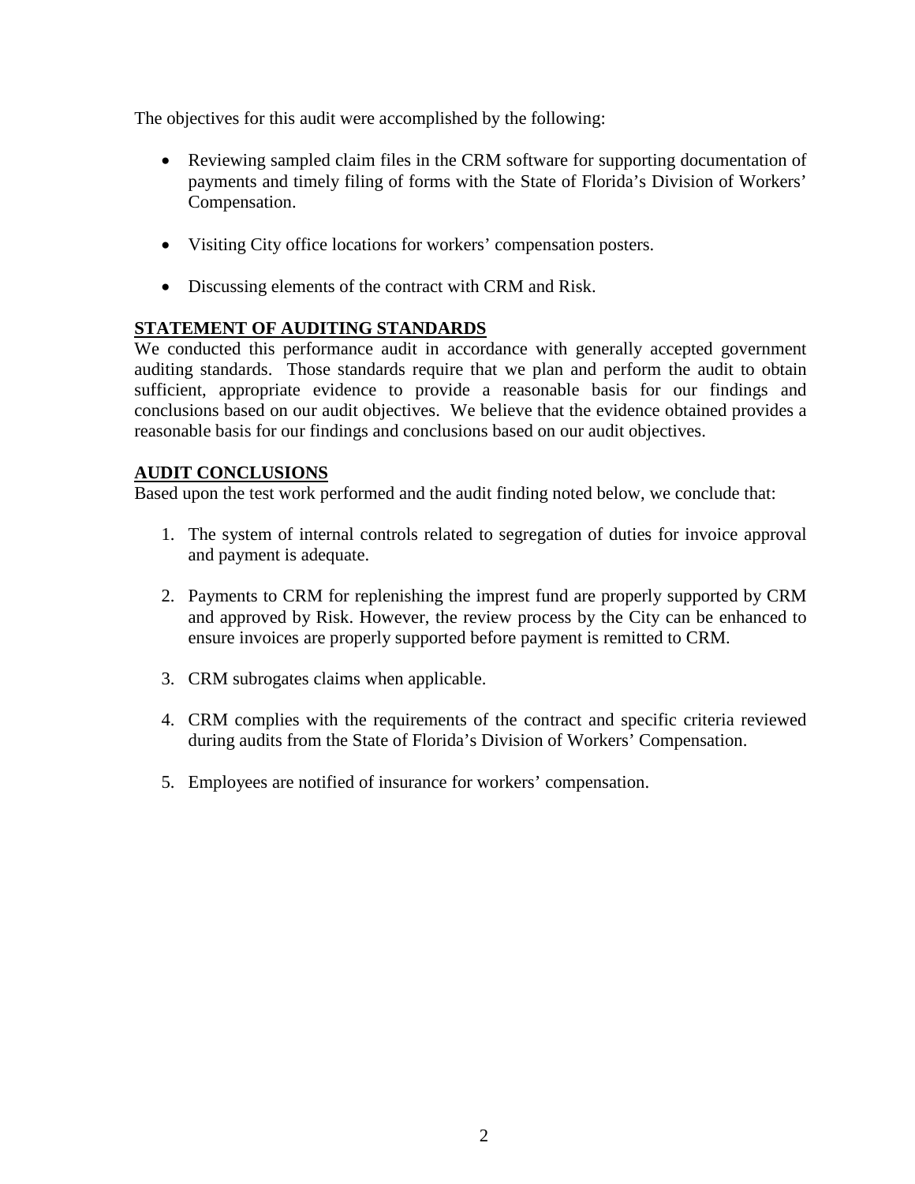The objectives for this audit were accomplished by the following:

- Reviewing sampled claim files in the CRM software for supporting documentation of payments and timely filing of forms with the State of Florida's Division of Workers' Compensation.
- Visiting City office locations for workers' compensation posters.
- Discussing elements of the contract with CRM and Risk.

## STATEMENT OF AUDITING STANDARDS

We conducted this performance audit in accordance with generally accepted government auditing standards. Those standards require that we plan and perform the audit to obtain sufficient, appropriate evidence to provide a reasonable basis for our findings and conclusions based on our audit objectives. We believe that the evidence obtained provides a reasonable basis for our findings and conclusions based on our audit objectives.

## AUDIT CONCLUSIONS

Based upon the test work performed and the audit finding noted below, we conclude that:

1. The system of internal controls related to segregation of duties for invoice approval and payment is adequate.
2. Payments to CRM for replenishing the imprest fund are properly supported by CRM and approved by Risk. However, the review process by the City can be enhanced to ensure invoices are properly supported before payment is remitted to CRM.
3. CRM subrogates claims when applicable.
4. CRM complies with the requirements of the contract and specific criteria reviewed during audits from the State of Florida's Division of Workers' Compensation.
5. Employees are notified of insurance for workers' compensation.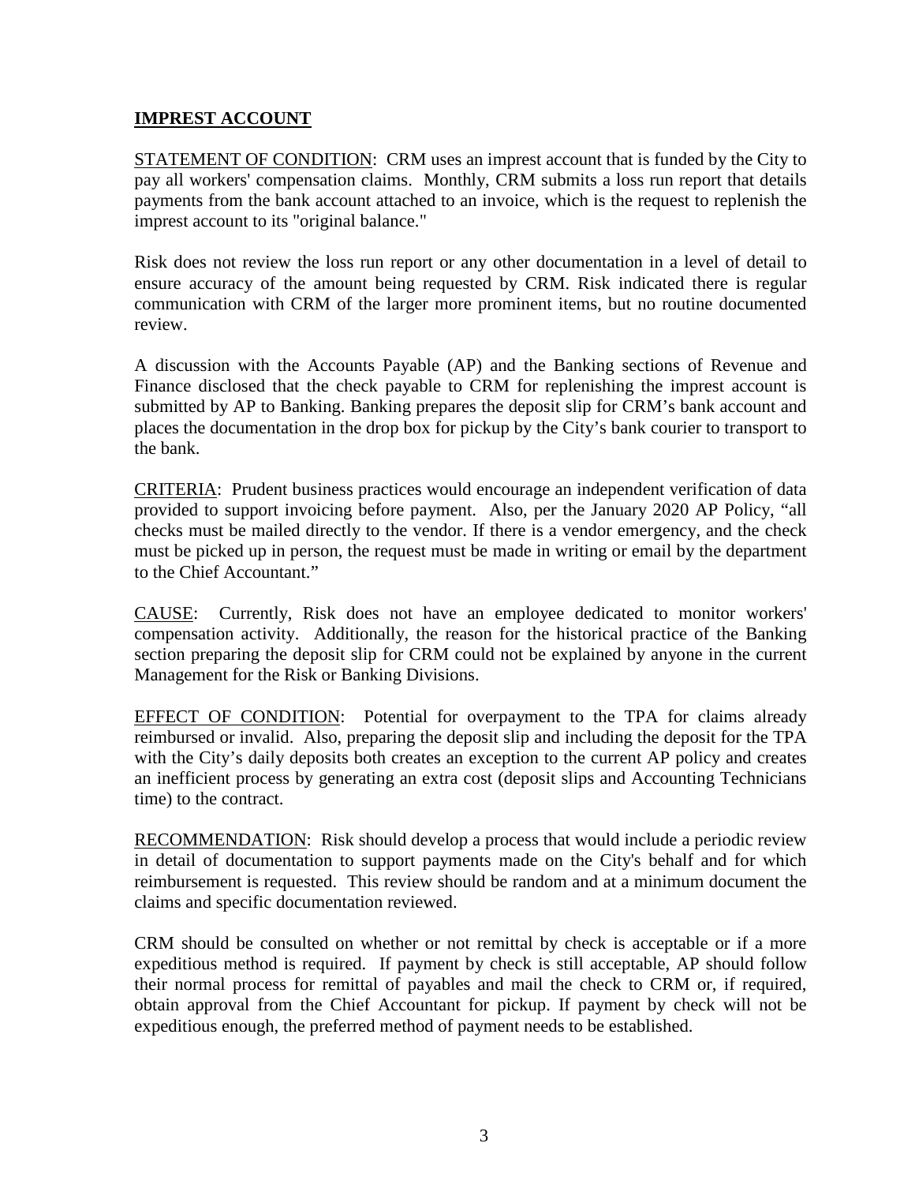## **IMPREST ACCOUNT**

STATEMENT OF CONDITION: CRM uses an imprest account that is funded by the City to pay all workers' compensation claims. Monthly, CRM submits a loss run report that details payments from the bank account attached to an invoice, which is the request to replenish the imprest account to its "original balance."

Risk does not review the loss run report or any other documentation in a level of detail to ensure accuracy of the amount being requested by CRM. Risk indicated there is regular communication with CRM of the larger more prominent items, but no routine documented review.

A discussion with the Accounts Payable (AP) and the Banking sections of Revenue and Finance disclosed that the check payable to CRM for replenishing the imprest account is submitted by AP to Banking. Banking prepares the deposit slip for CRM's bank account and places the documentation in the drop box for pickup by the City's bank courier to transport to the bank.

CRITERIA: Prudent business practices would encourage an independent verification of data provided to support invoicing before payment. Also, per the January 2020 AP Policy, "all checks must be mailed directly to the vendor. If there is a vendor emergency, and the check must be picked up in person, the request must be made in writing or email by the department to the Chief Accountant."

CAUSE: Currently, Risk does not have an employee dedicated to monitor workers' compensation activity. Additionally, the reason for the historical practice of the Banking section preparing the deposit slip for CRM could not be explained by anyone in the current Management for the Risk or Banking Divisions.

EFFECT OF CONDITION: Potential for overpayment to the TPA for claims already reimbursed or invalid. Also, preparing the deposit slip and including the deposit for the TPA with the City's daily deposits both creates an exception to the current AP policy and creates an inefficient process by generating an extra cost (deposit slips and Accounting Technicians time) to the contract.

RECOMMENDATION: Risk should develop a process that would include a periodic review in detail of documentation to support payments made on the City's behalf and for which reimbursement is requested. This review should be random and at a minimum document the claims and specific documentation reviewed.

CRM should be consulted on whether or not remittal by check is acceptable or if a more expeditious method is required. If payment by check is still acceptable, AP should follow their normal process for remittal of payables and mail the check to CRM or, if required, obtain approval from the Chief Accountant for pickup. If payment by check will not be expeditious enough, the preferred method of payment needs to be established.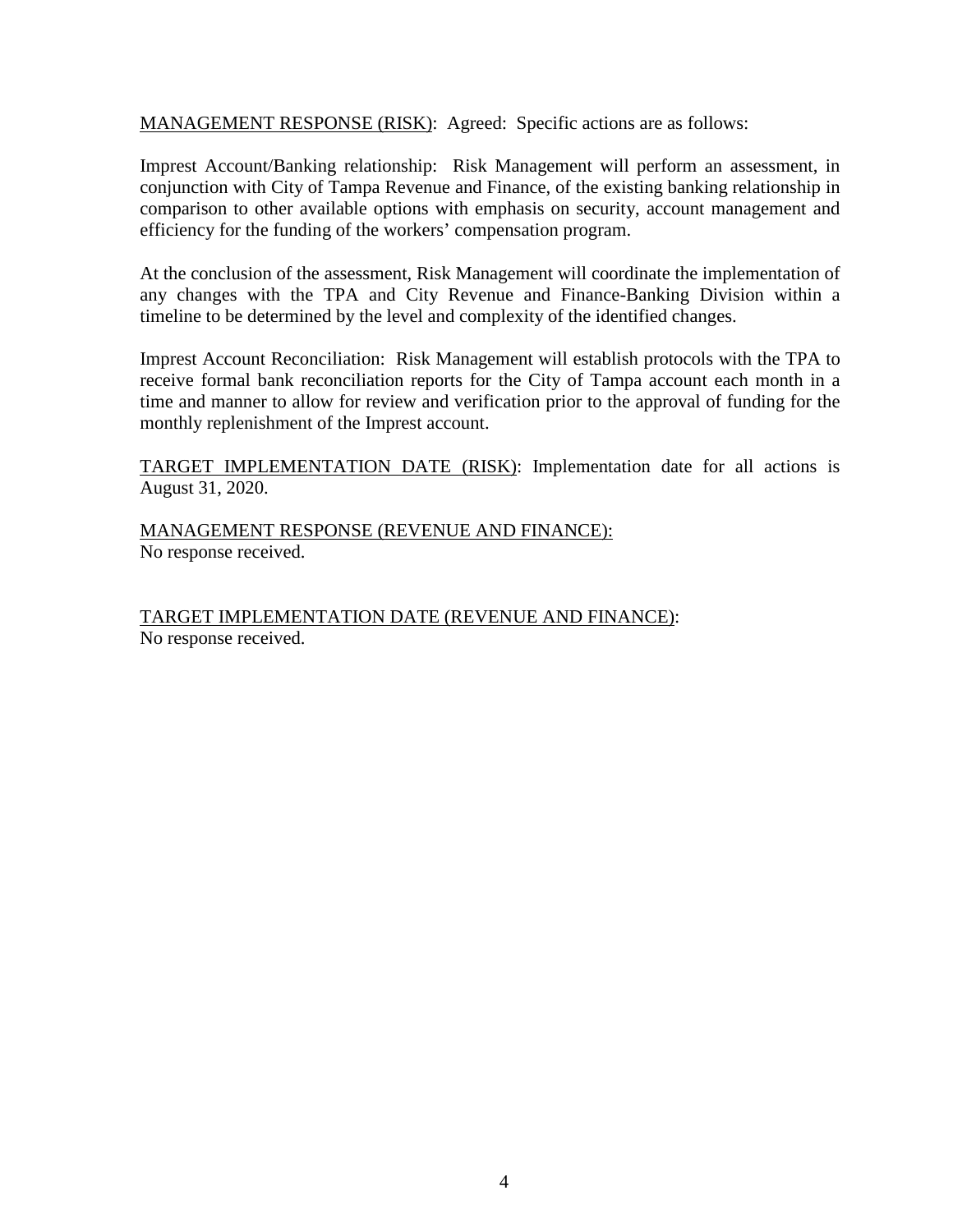MANAGEMENT RESPONSE (RISK): Agreed: Specific actions are as follows:

Imprest Account/Banking relationship: Risk Management will perform an assessment, in conjunction with City of Tampa Revenue and Finance, of the existing banking relationship in comparison to other available options with emphasis on security, account management and efficiency for the funding of the workers' compensation program.

At the conclusion of the assessment, Risk Management will coordinate the implementation of any changes with the TPA and City Revenue and Finance-Banking Division within a timeline to be determined by the level and complexity of the identified changes.

Imprest Account Reconciliation: Risk Management will establish protocols with the TPA to receive formal bank reconciliation reports for the City of Tampa account each month in a time and manner to allow for review and verification prior to the approval of funding for the monthly replenishment of the Imprest account.

TARGET IMPLEMENTATION DATE (RISK): Implementation date for all actions is August 31, 2020.

MANAGEMENT RESPONSE (REVENUE AND FINANCE):
No response received.

TARGET IMPLEMENTATION DATE (REVENUE AND FINANCE):
No response received.